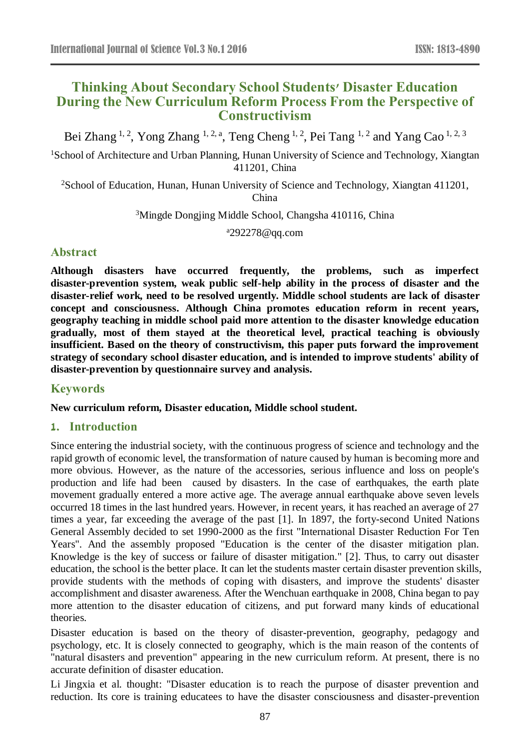# Thinking About Secondary School Students' Disaster Education During the New Curriculum Reform Process From the Perspective of Constructivism

Bei Zhang [1, 2], Yong Zhang [1, 2, a], Teng Cheng [1, 2], Pei Tang [1, 2] and Yang Cao [1, 2, 3]

[1]School of Architecture and Urban Planning, Hunan University of Science and Technology, Xiangtan 411201, China

[2]School of Education, Hunan, Hunan University of Science and Technology, Xiangtan 411201, China

[3]Mingde Dongjing Middle School, Changsha 410116, China

[a]292278@qq.com

## Abstract

**Although disasters have occurred frequently, the problems, such as imperfect disaster-prevention system, weak public self-help ability in the process of disaster and the disaster-relief work, need to be resolved urgently. Middle school students are lack of disaster concept and consciousness. Although China promotes education reform in recent years, geography teaching in middle school paid more attention to the disaster knowledge education gradually, most of them stayed at the theoretical level, practical teaching is obviously insufficient. Based on the theory of constructivism, this paper puts forward the improvement strategy of secondary school disaster education, and is intended to improve students' ability of disaster-prevention by questionnaire survey and analysis.**

## Keywords

**New curriculum reform, Disaster education, Middle school student.**

## 1. Introduction

Since entering the industrial society, with the continuous progress of science and technology and the rapid growth of economic level, the transformation of nature caused by human is becoming more and more obvious. However, as the nature of the accessories, serious influence and loss on people's production and life had been caused by disasters. In the case of earthquakes, the earth plate movement gradually entered a more active age. The average annual earthquake above seven levels occurred 18 times in the last hundred years. However, in recent years, it has reached an average of 27 times a year, far exceeding the average of the past [1]. In 1897, the forty-second United Nations General Assembly decided to set 1990-2000 as the first "International Disaster Reduction For Ten Years". And the assembly proposed "Education is the center of the disaster mitigation plan. Knowledge is the key of success or failure of disaster mitigation." [2]. Thus, to carry out disaster education, the school is the better place. It can let the students master certain disaster prevention skills, provide students with the methods of coping with disasters, and improve the students' disaster accomplishment and disaster awareness. After the Wenchuan earthquake in 2008, China began to pay more attention to the disaster education of citizens, and put forward many kinds of educational theories.

Disaster education is based on the theory of disaster-prevention, geography, pedagogy and psychology, etc. It is closely connected to geography, which is the main reason of the contents of "natural disasters and prevention" appearing in the new curriculum reform. At present, there is no accurate definition of disaster education.

Li Jingxia et al. thought: "Disaster education is to reach the purpose of disaster prevention and reduction. Its core is training educatees to have the disaster consciousness and disaster-prevention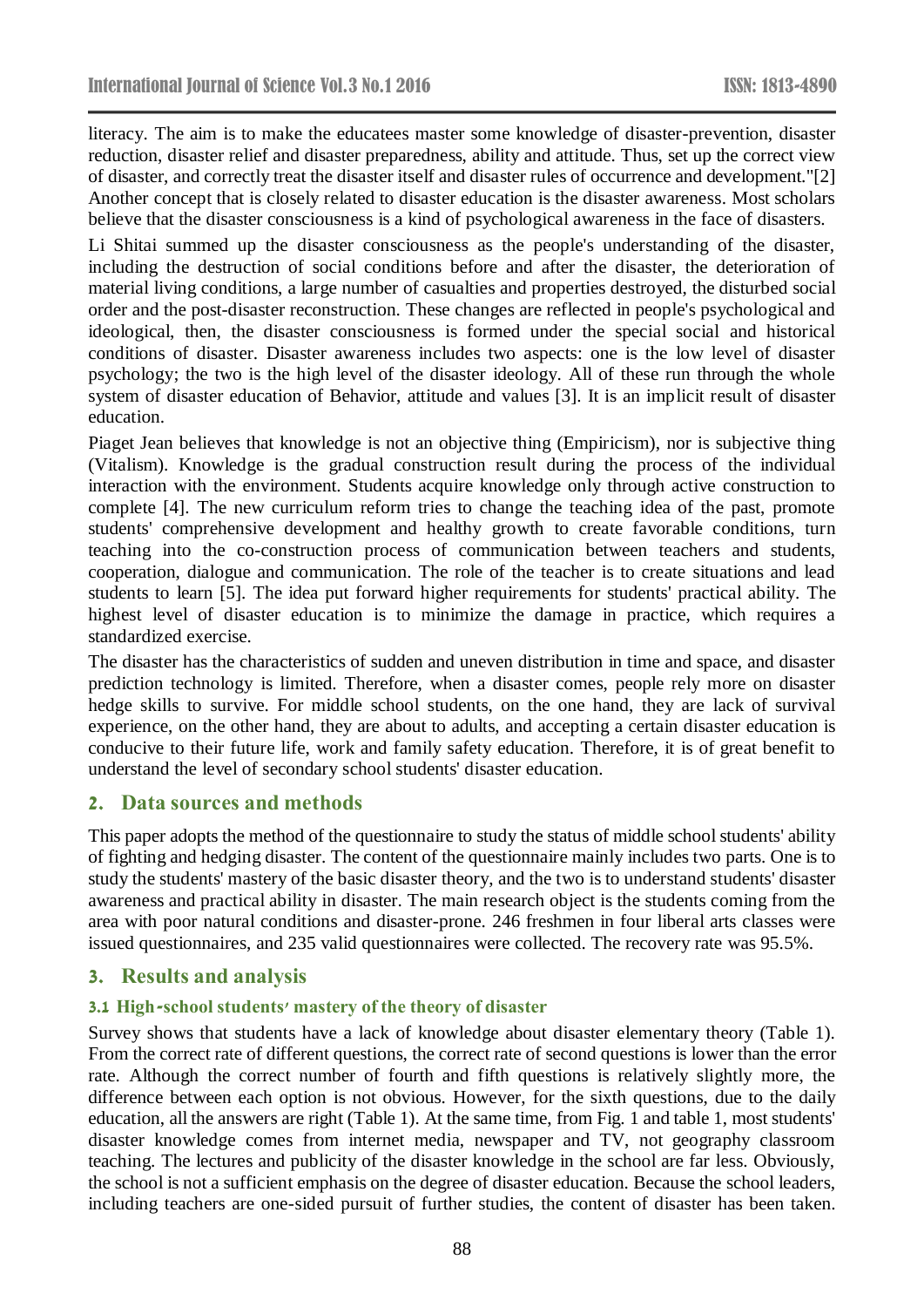literacy. The aim is to make the educatees master some knowledge of disaster-prevention, disaster reduction, disaster relief and disaster preparedness, ability and attitude. Thus, set up the correct view of disaster, and correctly treat the disaster itself and disaster rules of occurrence and development."[2] Another concept that is closely related to disaster education is the disaster awareness. Most scholars believe that the disaster consciousness is a kind of psychological awareness in the face of disasters.

Li Shitai summed up the disaster consciousness as the people's understanding of the disaster, including the destruction of social conditions before and after the disaster, the deterioration of material living conditions, a large number of casualties and properties destroyed, the disturbed social order and the post-disaster reconstruction. These changes are reflected in people's psychological and ideological, then, the disaster consciousness is formed under the special social and historical conditions of disaster. Disaster awareness includes two aspects: one is the low level of disaster psychology; the two is the high level of the disaster ideology. All of these run through the whole system of disaster education of Behavior, attitude and values [3]. It is an implicit result of disaster education.

Piaget Jean believes that knowledge is not an objective thing (Empiricism), nor is subjective thing (Vitalism). Knowledge is the gradual construction result during the process of the individual interaction with the environment. Students acquire knowledge only through active construction to complete [4]. The new curriculum reform tries to change the teaching idea of the past, promote students' comprehensive development and healthy growth to create favorable conditions, turn teaching into the co-construction process of communication between teachers and students, cooperation, dialogue and communication. The role of the teacher is to create situations and lead students to learn [5]. The idea put forward higher requirements for students' practical ability. The highest level of disaster education is to minimize the damage in practice, which requires a standardized exercise.

The disaster has the characteristics of sudden and uneven distribution in time and space, and disaster prediction technology is limited. Therefore, when a disaster comes, people rely more on disaster hedge skills to survive. For middle school students, on the one hand, they are lack of survival experience, on the other hand, they are about to adults, and accepting a certain disaster education is conducive to their future life, work and family safety education. Therefore, it is of great benefit to understand the level of secondary school students' disaster education.

## 2. Data sources and methods

This paper adopts the method of the questionnaire to study the status of middle school students' ability of fighting and hedging disaster. The content of the questionnaire mainly includes two parts. One is to study the students' mastery of the basic disaster theory, and the two is to understand students' disaster awareness and practical ability in disaster. The main research object is the students coming from the area with poor natural conditions and disaster-prone. 246 freshmen in four liberal arts classes were issued questionnaires, and 235 valid questionnaires were collected. The recovery rate was 95.5%.

## 3. Results and analysis

### 3.1 High-school students' mastery of the theory of disaster

Survey shows that students have a lack of knowledge about disaster elementary theory (Table 1). From the correct rate of different questions, the correct rate of second questions is lower than the error rate. Although the correct number of fourth and fifth questions is relatively slightly more, the difference between each option is not obvious. However, for the sixth questions, due to the daily education, all the answers are right (Table 1). At the same time, from Fig. 1 and table 1, most students' disaster knowledge comes from internet media, newspaper and TV, not geography classroom teaching. The lectures and publicity of the disaster knowledge in the school are far less. Obviously, the school is not a sufficient emphasis on the degree of disaster education. Because the school leaders, including teachers are one-sided pursuit of further studies, the content of disaster has been taken.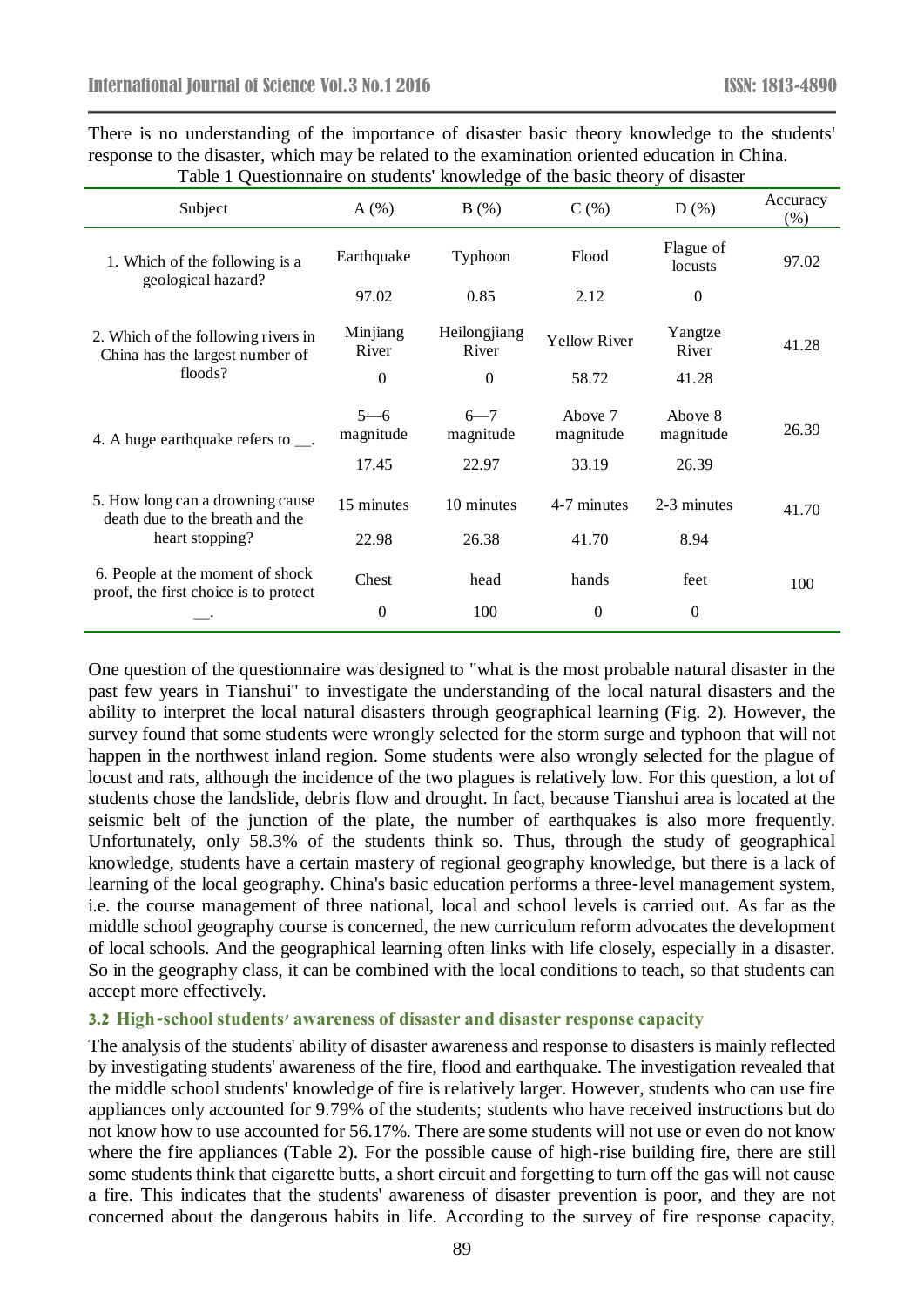There is no understanding of the importance of disaster basic theory knowledge to the students' response to the disaster, which may be related to the examination oriented education in China.

Table 1 Questionnaire on students' knowledge of the basic theory of disaster

| Subject | A (%) | B (%) | C (%) | D (%) | Accuracy (%) |
|---|---|---|---|---|---|
| 1. Which of the following is a geological hazard? | Earthquake | Typhoon | Flood | Flague of locusts | 97.02 |
| | 97.02 | 0.85 | 2.12 | 0 | |
| 2. Which of the following rivers in China has the largest number of floods? | Minjiang River | Heilongjiang River | Yellow River | Yangtze River | 41.28 |
| | 0 | 0 | 58.72 | 41.28 | |
| 4. A huge earthquake refers to __. | 5—6 magnitude | 6—7 magnitude | Above 7 magnitude | Above 8 magnitude | 26.39 |
| | 17.45 | 22.97 | 33.19 | 26.39 | |
| 5. How long can a drowning cause death due to the breath and the heart stopping? | 15 minutes | 10 minutes | 4-7 minutes | 2-3 minutes | 41.70 |
| | 22.98 | 26.38 | 41.70 | 8.94 | |
| 6. People at the moment of shock proof, the first choice is to protect __. | Chest | head | hands | feet | 100 |
| | 0 | 100 | 0 | 0 | |

One question of the questionnaire was designed to "what is the most probable natural disaster in the past few years in Tianshui" to investigate the understanding of the local natural disasters and the ability to interpret the local natural disasters through geographical learning (Fig. 2). However, the survey found that some students were wrongly selected for the storm surge and typhoon that will not happen in the northwest inland region. Some students were also wrongly selected for the plague of locust and rats, although the incidence of the two plagues is relatively low. For this question, a lot of students chose the landslide, debris flow and drought. In fact, because Tianshui area is located at the seismic belt of the junction of the plate, the number of earthquakes is also more frequently. Unfortunately, only 58.3% of the students think so. Thus, through the study of geographical knowledge, students have a certain mastery of regional geography knowledge, but there is a lack of learning of the local geography. China's basic education performs a three-level management system, i.e. the course management of three national, local and school levels is carried out. As far as the middle school geography course is concerned, the new curriculum reform advocates the development of local schools. And the geographical learning often links with life closely, especially in a disaster. So in the geography class, it can be combined with the local conditions to teach, so that students can accept more effectively.

### 3.2 High-school students' awareness of disaster and disaster response capacity

The analysis of the students' ability of disaster awareness and response to disasters is mainly reflected by investigating students' awareness of the fire, flood and earthquake. The investigation revealed that the middle school students' knowledge of fire is relatively larger. However, students who can use fire appliances only accounted for 9.79% of the students; students who have received instructions but do not know how to use accounted for 56.17%. There are some students will not use or even do not know where the fire appliances (Table 2). For the possible cause of high-rise building fire, there are still some students think that cigarette butts, a short circuit and forgetting to turn off the gas will not cause a fire. This indicates that the students' awareness of disaster prevention is poor, and they are not concerned about the dangerous habits in life. According to the survey of fire response capacity,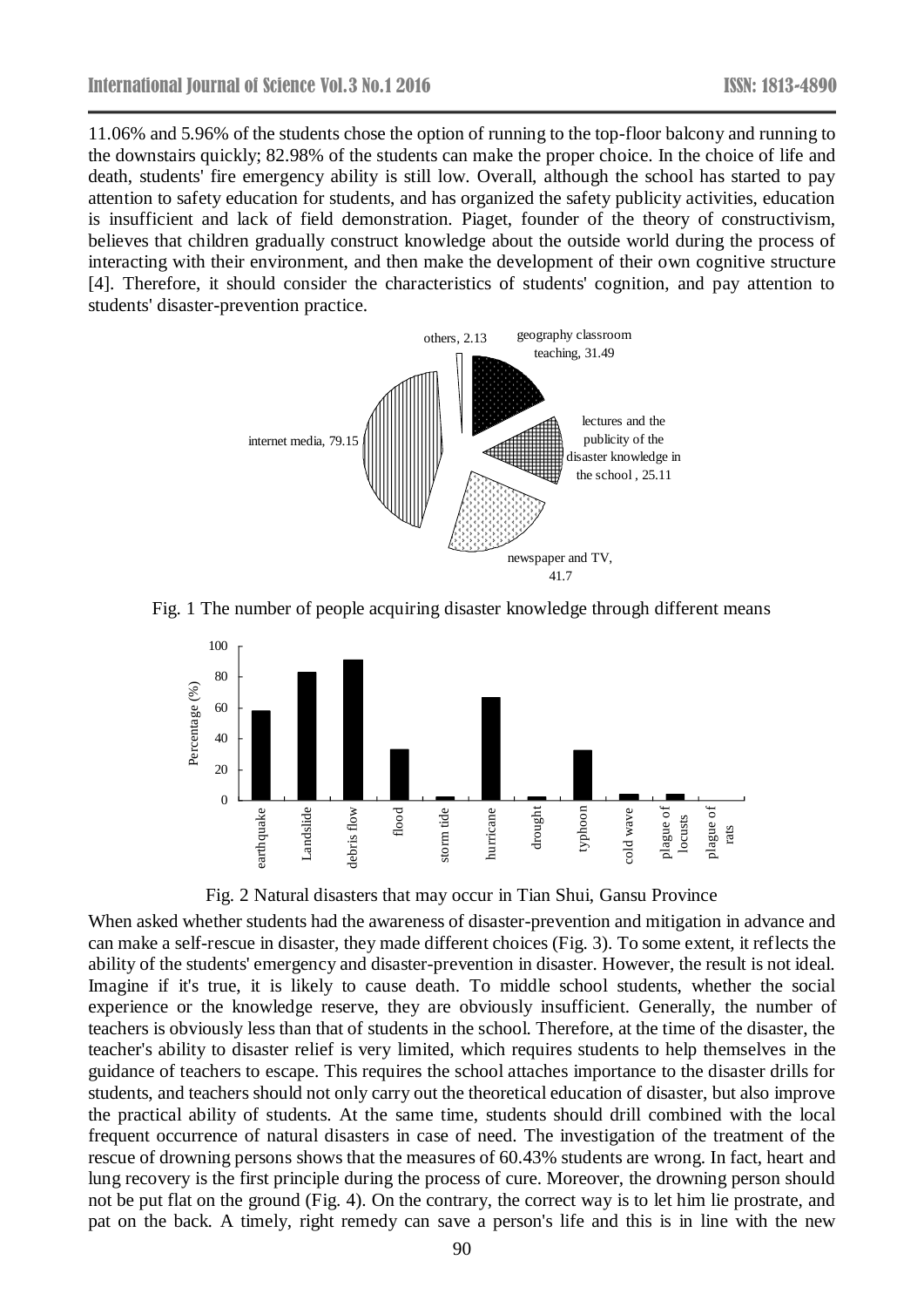11.06% and 5.96% of the students chose the option of running to the top-floor balcony and running to the downstairs quickly; 82.98% of the students can make the proper choice. In the choice of life and death, students' fire emergency ability is still low. Overall, although the school has started to pay attention to safety education for students, and has organized the safety publicity activities, education is insufficient and lack of field demonstration. Piaget, founder of the theory of constructivism, believes that children gradually construct knowledge about the outside world during the process of interacting with their environment, and then make the development of their own cognitive structure [4]. Therefore, it should consider the characteristics of students' cognition, and pay attention to students' disaster-prevention practice.

Fig. 1 The number of people acquiring disaster knowledge through different means

Fig. 2 Natural disasters that may occur in Tian Shui, Gansu Province

When asked whether students had the awareness of disaster-prevention and mitigation in advance and can make a self-rescue in disaster, they made different choices (Fig. 3). To some extent, it reflects the ability of the students' emergency and disaster-prevention in disaster. However, the result is not ideal. Imagine if it's true, it is likely to cause death. To middle school students, whether the social experience or the knowledge reserve, they are obviously insufficient. Generally, the number of teachers is obviously less than that of students in the school. Therefore, at the time of the disaster, the teacher's ability to disaster relief is very limited, which requires students to help themselves in the guidance of teachers to escape. This requires the school attaches importance to the disaster drills for students, and teachers should not only carry out the theoretical education of disaster, but also improve the practical ability of students. At the same time, students should drill combined with the local frequent occurrence of natural disasters in case of need. The investigation of the treatment of the rescue of drowning persons shows that the measures of 60.43% students are wrong. In fact, heart and lung recovery is the first principle during the process of cure. Moreover, the drowning person should not be put flat on the ground (Fig. 4). On the contrary, the correct way is to let him lie prostrate, and pat on the back. A timely, right remedy can save a person's life and this is in line with the new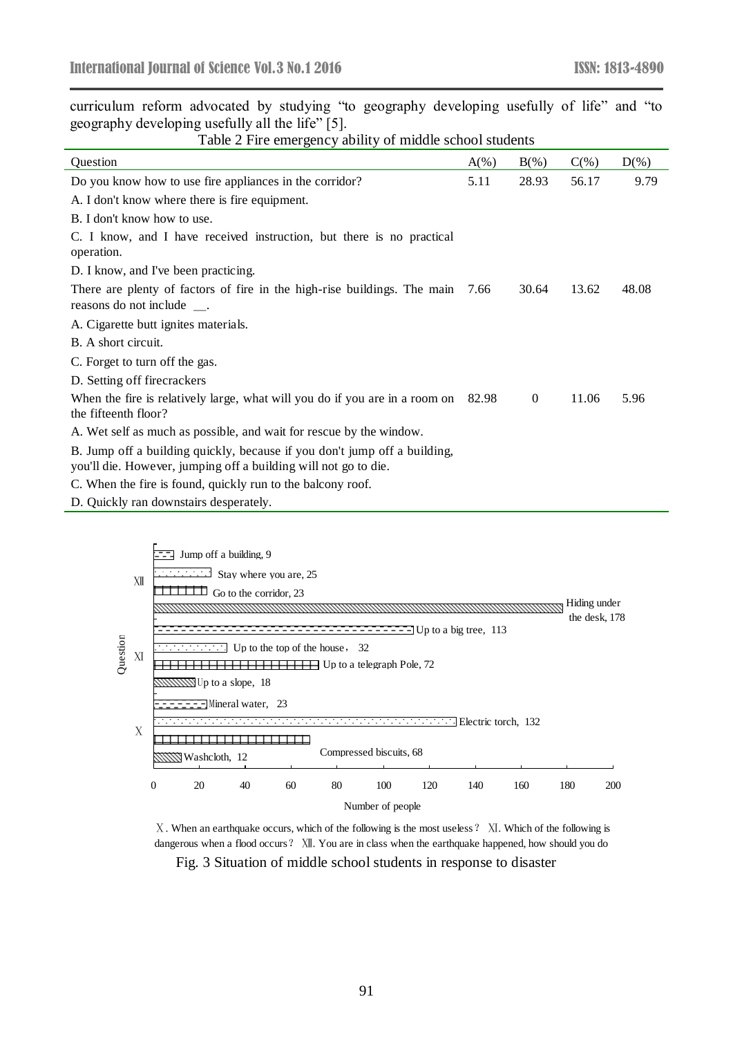curriculum reform advocated by studying "to geography developing usefully of life" and "to geography developing usefully all the life" [5].

Table 2 Fire emergency ability of middle school students

| Question | A(%) | B(%) | C(%) | D(%) |
|---|---|---|---|---|
| Do you know how to use fire appliances in the corridor? | 5.11 | 28.93 | 56.17 | 9.79 |
| A. I don't know where there is fire equipment. | | | | |
| B. I don't know how to use. | | | | |
| C. I know, and I have received instruction, but there is no practical operation. | | | | |
| D. I know, and I've been practicing. | | | | |
| There are plenty of factors of fire in the high-rise buildings. The main reasons do not include __. | 7.66 | 30.64 | 13.62 | 48.08 |
| A. Cigarette butt ignites materials. | | | | |
| B. A short circuit. | | | | |
| C. Forget to turn off the gas. | | | | |
| D. Setting off firecrackers | | | | |
| When the fire is relatively large, what will you do if you are in a room on the fifteenth floor? | 82.98 | 0 | 11.06 | 5.96 |
| A. Wet self as much as possible, and wait for rescue by the window. | | | | |
| B. Jump off a building quickly, because if you don't jump off a building, you'll die. However, jumping off a building will not go to die. | | | | |
| C. When the fire is found, quickly run to the balcony roof. | | | | |
| D. Quickly ran downstairs desperately. | | | | |

Ⅹ. When an earthquake occurs, which of the following is the most useless？ Ⅺ. Which of the following is dangerous when a flood occurs？ Ⅻ. You are in class when the earthquake happened, how should you do

Fig. 3 Situation of middle school students in response to disaster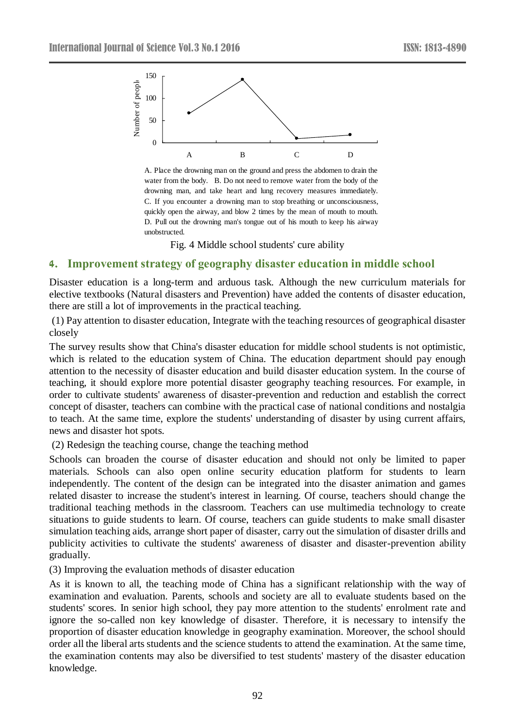A. Place the drowning man on the ground and press the abdomen to drain the water from the body. B. Do not need to remove water from the body of the drowning man, and take heart and lung recovery measures immediately. C. If you encounter a drowning man to stop breathing or unconsciousness, quickly open the airway, and blow 2 times by the mean of mouth to mouth. D. Pull out the drowning man's tongue out of his mouth to keep his airway unobstructed.

Fig. 4 Middle school students' cure ability

## 4. Improvement strategy of geography disaster education in middle school

Disaster education is a long-term and arduous task. Although the new curriculum materials for elective textbooks (Natural disasters and Prevention) have added the contents of disaster education, there are still a lot of improvements in the practical teaching.

(1) Pay attention to disaster education, Integrate with the teaching resources of geographical disaster closely

The survey results show that China's disaster education for middle school students is not optimistic, which is related to the education system of China. The education department should pay enough attention to the necessity of disaster education and build disaster education system. In the course of teaching, it should explore more potential disaster geography teaching resources. For example, in order to cultivate students' awareness of disaster-prevention and reduction and establish the correct concept of disaster, teachers can combine with the practical case of national conditions and nostalgia to teach. At the same time, explore the students' understanding of disaster by using current affairs, news and disaster hot spots.

(2) Redesign the teaching course, change the teaching method

Schools can broaden the course of disaster education and should not only be limited to paper materials. Schools can also open online security education platform for students to learn independently. The content of the design can be integrated into the disaster animation and games related disaster to increase the student's interest in learning. Of course, teachers should change the traditional teaching methods in the classroom. Teachers can use multimedia technology to create situations to guide students to learn. Of course, teachers can guide students to make small disaster simulation teaching aids, arrange short paper of disaster, carry out the simulation of disaster drills and publicity activities to cultivate the students' awareness of disaster and disaster-prevention ability gradually.

(3) Improving the evaluation methods of disaster education

As it is known to all, the teaching mode of China has a significant relationship with the way of examination and evaluation. Parents, schools and society are all to evaluate students based on the students' scores. In senior high school, they pay more attention to the students' enrolment rate and ignore the so-called non key knowledge of disaster. Therefore, it is necessary to intensify the proportion of disaster education knowledge in geography examination. Moreover, the school should order all the liberal arts students and the science students to attend the examination. At the same time, the examination contents may also be diversified to test students' mastery of the disaster education knowledge.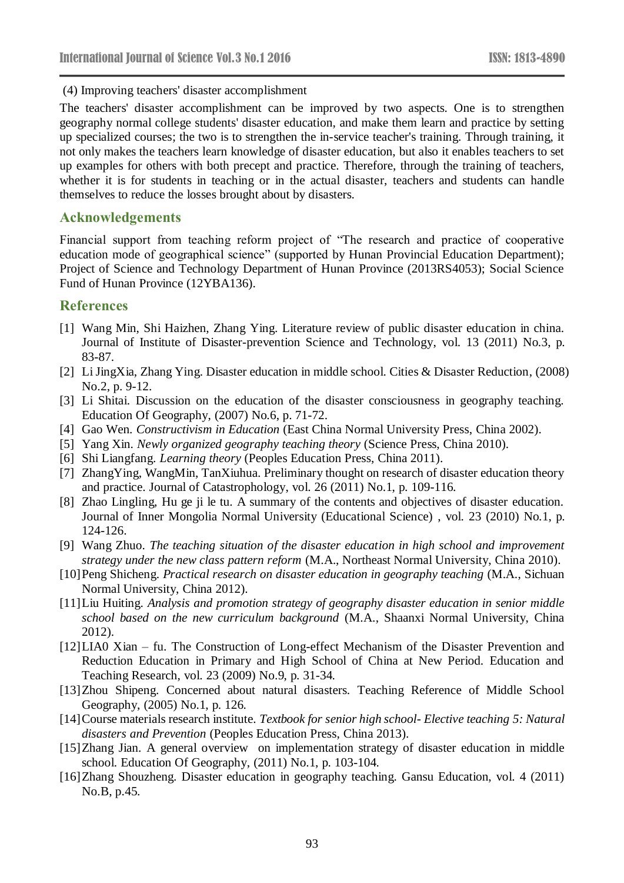(4) Improving teachers' disaster accomplishment

The teachers' disaster accomplishment can be improved by two aspects. One is to strengthen geography normal college students' disaster education, and make them learn and practice by setting up specialized courses; the two is to strengthen the in-service teacher's training. Through training, it not only makes the teachers learn knowledge of disaster education, but also it enables teachers to set up examples for others with both precept and practice. Therefore, through the training of teachers, whether it is for students in teaching or in the actual disaster, teachers and students can handle themselves to reduce the losses brought about by disasters.

## Acknowledgements

Financial support from teaching reform project of "The research and practice of cooperative education mode of geographical science" (supported by Hunan Provincial Education Department); Project of Science and Technology Department of Hunan Province (2013RS4053); Social Science Fund of Hunan Province (12YBA136).

## References

[1] Wang Min, Shi Haizhen, Zhang Ying. Literature review of public disaster education in china. Journal of Institute of Disaster-prevention Science and Technology, vol. 13 (2011) No.3, p. 83-87.

[2] Li JingXia, Zhang Ying. Disaster education in middle school. Cities & Disaster Reduction, (2008) No.2, p. 9-12.

[3] Li Shitai. Discussion on the education of the disaster consciousness in geography teaching. Education Of Geography, (2007) No.6, p. 71-72.

[4] Gao Wen. *Constructivism in Education* (East China Normal University Press, China 2002).

[5] Yang Xin. *Newly organized geography teaching theory* (Science Press, China 2010).

[6] Shi Liangfang. *Learning theory* (Peoples Education Press, China 2011).

[7] ZhangYing, WangMin, TanXiuhua. Preliminary thought on research of disaster education theory and practice. Journal of Catastrophology, vol. 26 (2011) No.1, p. 109-116.

[8] Zhao Lingling, Hu ge ji le tu. A summary of the contents and objectives of disaster education. Journal of Inner Mongolia Normal University (Educational Science) , vol. 23 (2010) No.1, p. 124-126.

[9] Wang Zhuo. *The teaching situation of the disaster education in high school and improvement strategy under the new class pattern reform* (M.A., Northeast Normal University, China 2010).

[10] Peng Shicheng. *Practical research on disaster education in geography teaching* (M.A., Sichuan Normal University, China 2012).

[11] Liu Huiting. *Analysis and promotion strategy of geography disaster education in senior middle school based on the new curriculum background* (M.A., Shaanxi Normal University, China 2012).

[12] LIA0 Xian – fu. The Construction of Long-effect Mechanism of the Disaster Prevention and Reduction Education in Primary and High School of China at New Period. Education and Teaching Research, vol. 23 (2009) No.9, p. 31-34.

[13] Zhou Shipeng. Concerned about natural disasters. Teaching Reference of Middle School Geography, (2005) No.1, p. 126.

[14] Course materials research institute. *Textbook for senior high school- Elective teaching 5: Natural disasters and Prevention* (Peoples Education Press, China 2013).

[15] Zhang Jian. A general overview on implementation strategy of disaster education in middle school. Education Of Geography, (2011) No.1, p. 103-104.

[16] Zhang Shouzheng. Disaster education in geography teaching. Gansu Education, vol. 4 (2011) No.B, p.45.